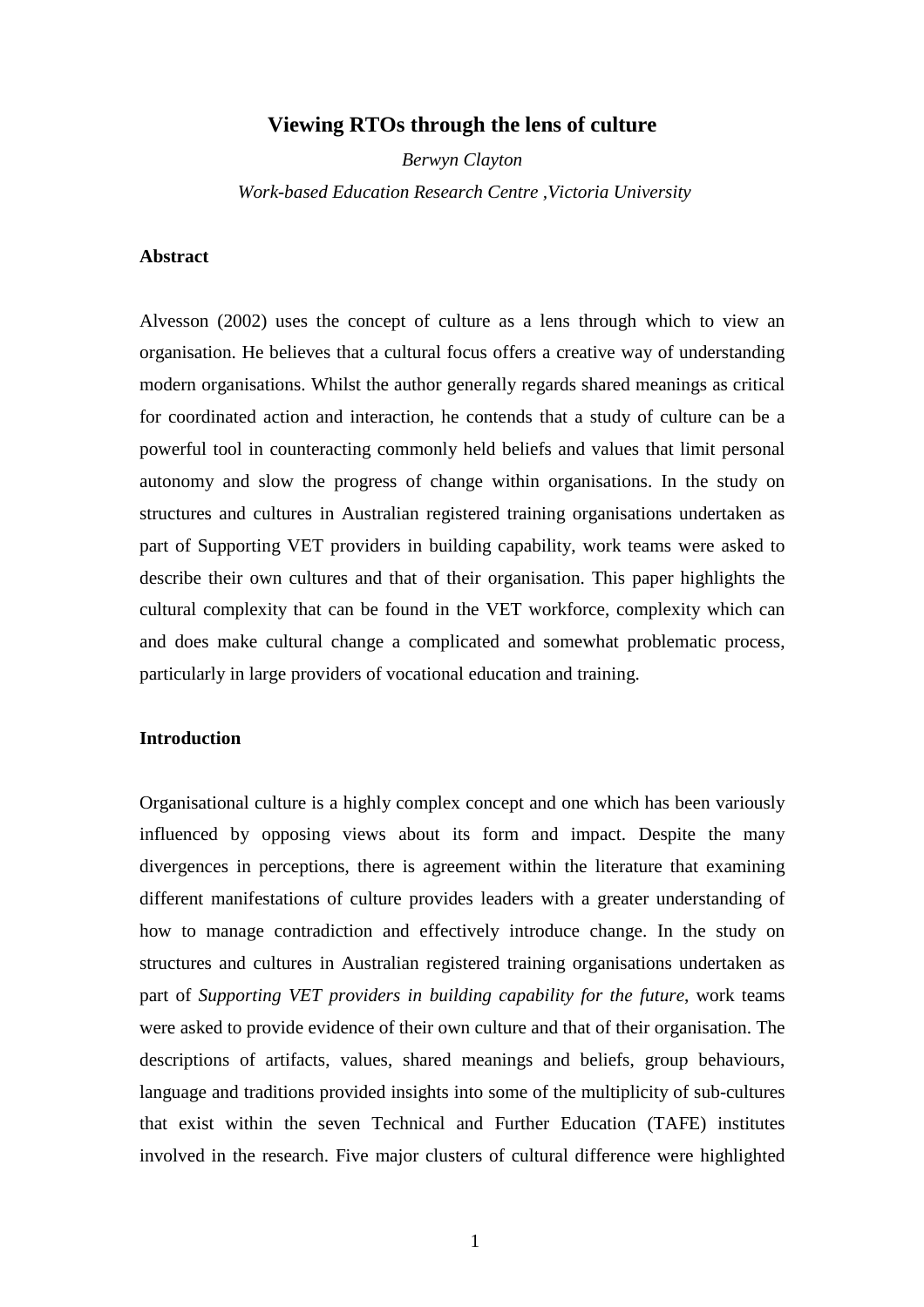# Viewing RTOs through the lens of culture

*Berwyn Clayton*

*Work-based Education Research Centre ,Victoria University*

## Abstract

Alvesson (2002) uses the concept of culture as a lens through which to view an organisation. He believes that a cultural focus offers a creative way of understanding modern organisations. Whilst the author generally regards shared meanings as critical for coordinated action and interaction, he contends that a study of culture can be a powerful tool in counteracting commonly held beliefs and values that limit personal autonomy and slow the progress of change within organisations. In the study on structures and cultures in Australian registered training organisations undertaken as part of Supporting VET providers in building capability, work teams were asked to describe their own cultures and that of their organisation. This paper highlights the cultural complexity that can be found in the VET workforce, complexity which can and does make cultural change a complicated and somewhat problematic process, particularly in large providers of vocational education and training.

## Introduction

Organisational culture is a highly complex concept and one which has been variously influenced by opposing views about its form and impact. Despite the many divergences in perceptions, there is agreement within the literature that examining different manifestations of culture provides leaders with a greater understanding of how to manage contradiction and effectively introduce change. In the study on structures and cultures in Australian registered training organisations undertaken as part of *Supporting VET providers in building capability for the future*, work teams were asked to provide evidence of their own culture and that of their organisation. The descriptions of artifacts, values, shared meanings and beliefs, group behaviours, language and traditions provided insights into some of the multiplicity of sub-cultures that exist within the seven Technical and Further Education (TAFE) institutes involved in the research. Five major clusters of cultural difference were highlighted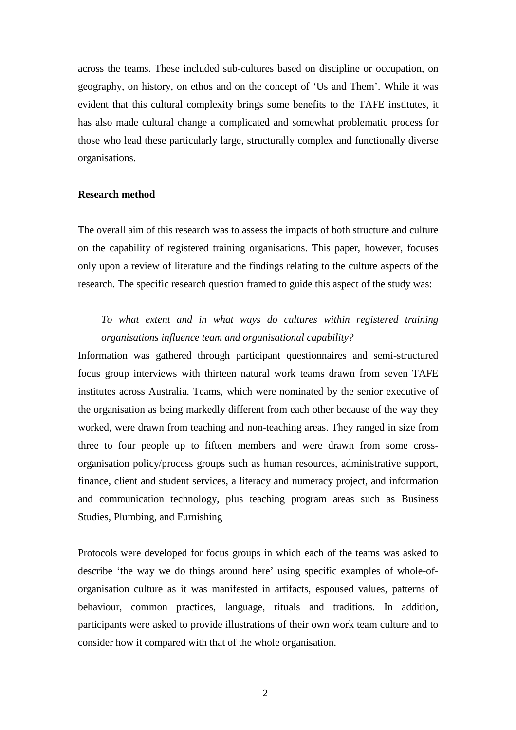across the teams. These included sub-cultures based on discipline or occupation, on geography, on history, on ethos and on the concept of 'Us and Them'. While it was evident that this cultural complexity brings some benefits to the TAFE institutes, it has also made cultural change a complicated and somewhat problematic process for those who lead these particularly large, structurally complex and functionally diverse organisations.

**Research method**

The overall aim of this research was to assess the impacts of both structure and culture on the capability of registered training organisations. This paper, however, focuses only upon a review of literature and the findings relating to the culture aspects of the research. The specific research question framed to guide this aspect of the study was:

> *To what extent and in what ways do cultures within registered training organisations influence team and organisational capability?*

Information was gathered through participant questionnaires and semi-structured focus group interviews with thirteen natural work teams drawn from seven TAFE institutes across Australia. Teams, which were nominated by the senior executive of the organisation as being markedly different from each other because of the way they worked, were drawn from teaching and non-teaching areas. They ranged in size from three to four people up to fifteen members and were drawn from some cross-organisation policy/process groups such as human resources, administrative support, finance, client and student services, a literacy and numeracy project, and information and communication technology, plus teaching program areas such as Business Studies, Plumbing, and Furnishing

Protocols were developed for focus groups in which each of the teams was asked to describe 'the way we do things around here' using specific examples of whole-of-organisation culture as it was manifested in artifacts, espoused values, patterns of behaviour, common practices, language, rituals and traditions. In addition, participants were asked to provide illustrations of their own work team culture and to consider how it compared with that of the whole organisation.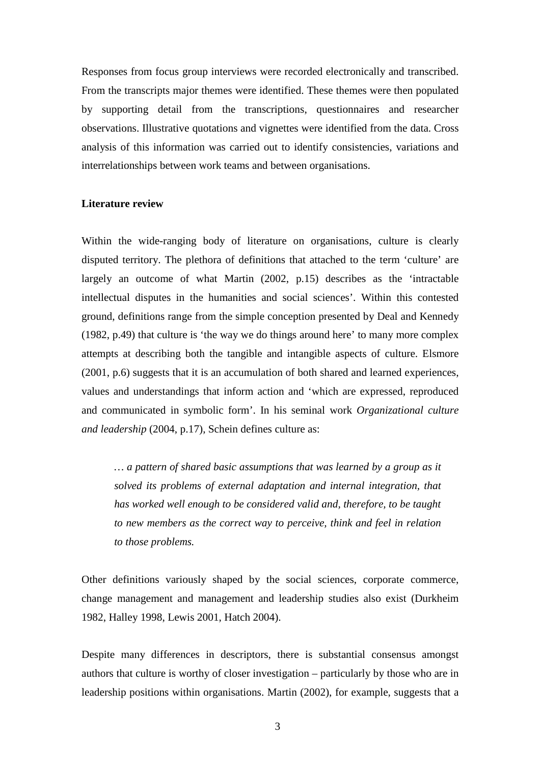Responses from focus group interviews were recorded electronically and transcribed. From the transcripts major themes were identified. These themes were then populated by supporting detail from the transcriptions, questionnaires and researcher observations. Illustrative quotations and vignettes were identified from the data. Cross analysis of this information was carried out to identify consistencies, variations and interrelationships between work teams and between organisations.

**Literature review**

Within the wide-ranging body of literature on organisations, culture is clearly disputed territory. The plethora of definitions that attached to the term 'culture' are largely an outcome of what Martin (2002, p.15) describes as the 'intractable intellectual disputes in the humanities and social sciences'. Within this contested ground, definitions range from the simple conception presented by Deal and Kennedy (1982, p.49) that culture is 'the way we do things around here' to many more complex attempts at describing both the tangible and intangible aspects of culture. Elsmore (2001, p.6) suggests that it is an accumulation of both shared and learned experiences, values and understandings that inform action and 'which are expressed, reproduced and communicated in symbolic form'. In his seminal work *Organizational culture and leadership* (2004, p.17), Schein defines culture as:

> *… a pattern of shared basic assumptions that was learned by a group as it solved its problems of external adaptation and internal integration, that has worked well enough to be considered valid and, therefore, to be taught to new members as the correct way to perceive, think and feel in relation to those problems.*

Other definitions variously shaped by the social sciences, corporate commerce, change management and management and leadership studies also exist (Durkheim 1982, Halley 1998, Lewis 2001, Hatch 2004).

Despite many differences in descriptors, there is substantial consensus amongst authors that culture is worthy of closer investigation – particularly by those who are in leadership positions within organisations. Martin (2002), for example, suggests that a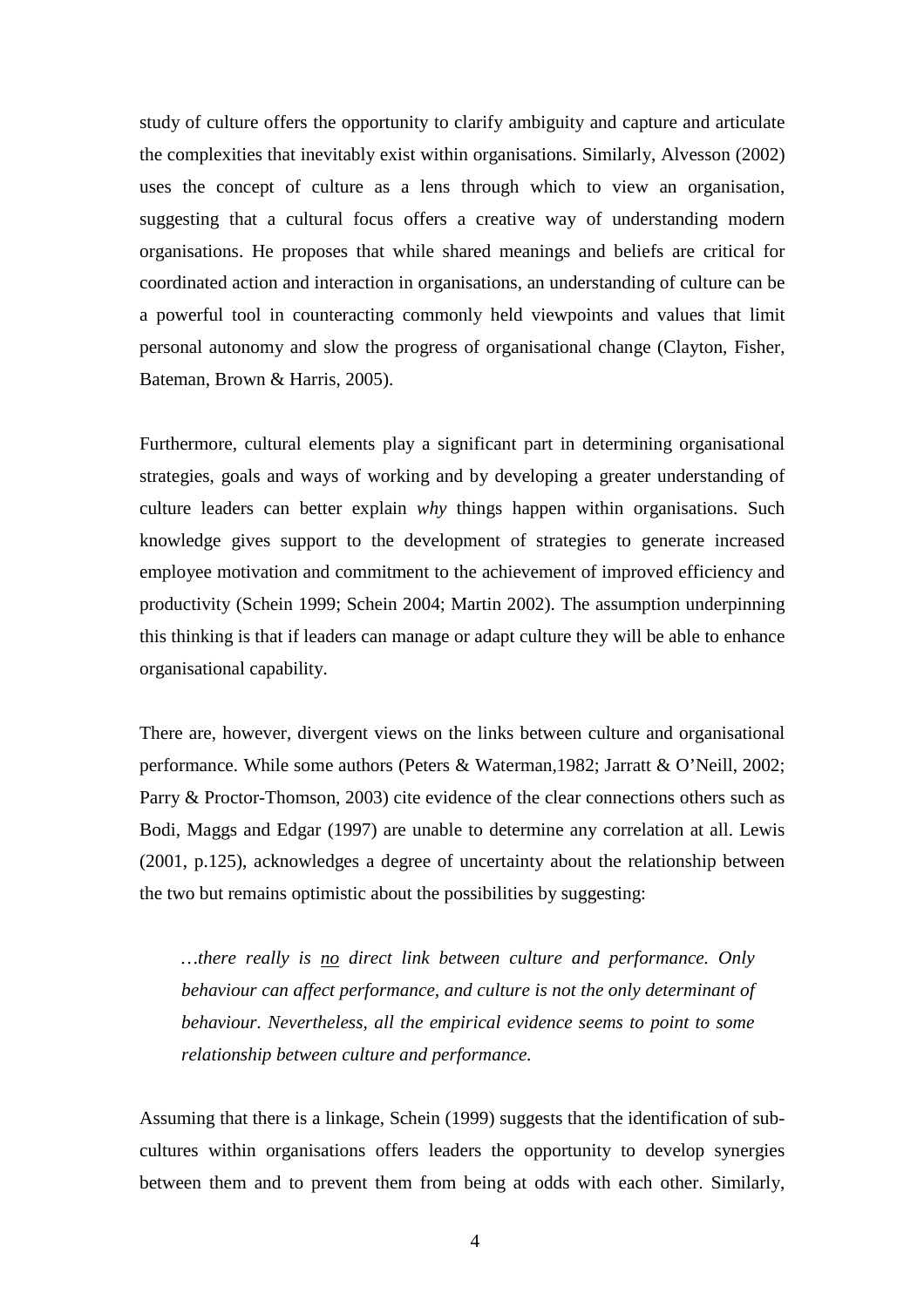study of culture offers the opportunity to clarify ambiguity and capture and articulate the complexities that inevitably exist within organisations. Similarly, Alvesson (2002) uses the concept of culture as a lens through which to view an organisation, suggesting that a cultural focus offers a creative way of understanding modern organisations. He proposes that while shared meanings and beliefs are critical for coordinated action and interaction in organisations, an understanding of culture can be a powerful tool in counteracting commonly held viewpoints and values that limit personal autonomy and slow the progress of organisational change (Clayton, Fisher, Bateman, Brown & Harris, 2005).

Furthermore, cultural elements play a significant part in determining organisational strategies, goals and ways of working and by developing a greater understanding of culture leaders can better explain *why* things happen within organisations. Such knowledge gives support to the development of strategies to generate increased employee motivation and commitment to the achievement of improved efficiency and productivity (Schein 1999; Schein 2004; Martin 2002). The assumption underpinning this thinking is that if leaders can manage or adapt culture they will be able to enhance organisational capability.

There are, however, divergent views on the links between culture and organisational performance. While some authors (Peters & Waterman,1982; Jarratt & O'Neill, 2002; Parry & Proctor-Thomson, 2003) cite evidence of the clear connections others such as Bodi, Maggs and Edgar (1997) are unable to determine any correlation at all. Lewis (2001, p.125), acknowledges a degree of uncertainty about the relationship between the two but remains optimistic about the possibilities by suggesting:

> *…there really is <u>no</u> direct link between culture and performance. Only behaviour can affect performance, and culture is not the only determinant of behaviour. Nevertheless, all the empirical evidence seems to point to some relationship between culture and performance.*

Assuming that there is a linkage, Schein (1999) suggests that the identification of sub-cultures within organisations offers leaders the opportunity to develop synergies between them and to prevent them from being at odds with each other. Similarly,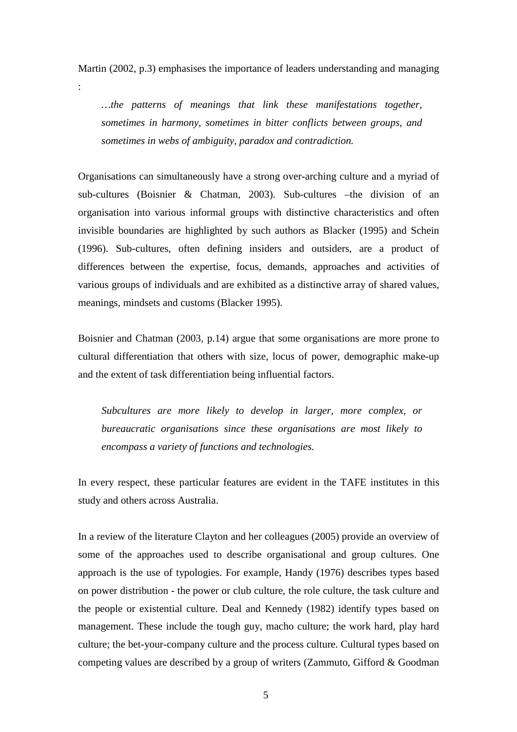Martin (2002, p.3) emphasises the importance of leaders understanding and managing :

> *…the patterns of meanings that link these manifestations together, sometimes in harmony, sometimes in bitter conflicts between groups, and sometimes in webs of ambiguity, paradox and contradiction.*

Organisations can simultaneously have a strong over-arching culture and a myriad of sub-cultures (Boisnier & Chatman, 2003). Sub-cultures –the division of an organisation into various informal groups with distinctive characteristics and often invisible boundaries are highlighted by such authors as Blacker (1995) and Schein (1996). Sub-cultures, often defining insiders and outsiders, are a product of differences between the expertise, focus, demands, approaches and activities of various groups of individuals and are exhibited as a distinctive array of shared values, meanings, mindsets and customs (Blacker 1995).

Boisnier and Chatman (2003, p.14) argue that some organisations are more prone to cultural differentiation that others with size, locus of power, demographic make-up and the extent of task differentiation being influential factors.

> *Subcultures are more likely to develop in larger, more complex, or bureaucratic organisations since these organisations are most likely to encompass a variety of functions and technologies.*

In every respect, these particular features are evident in the TAFE institutes in this study and others across Australia.

In a review of the literature Clayton and her colleagues (2005) provide an overview of some of the approaches used to describe organisational and group cultures. One approach is the use of typologies. For example, Handy (1976) describes types based on power distribution - the power or club culture, the role culture, the task culture and the people or existential culture. Deal and Kennedy (1982) identify types based on management. These include the tough guy, macho culture; the work hard, play hard culture; the bet-your-company culture and the process culture. Cultural types based on competing values are described by a group of writers (Zammuto, Gifford & Goodman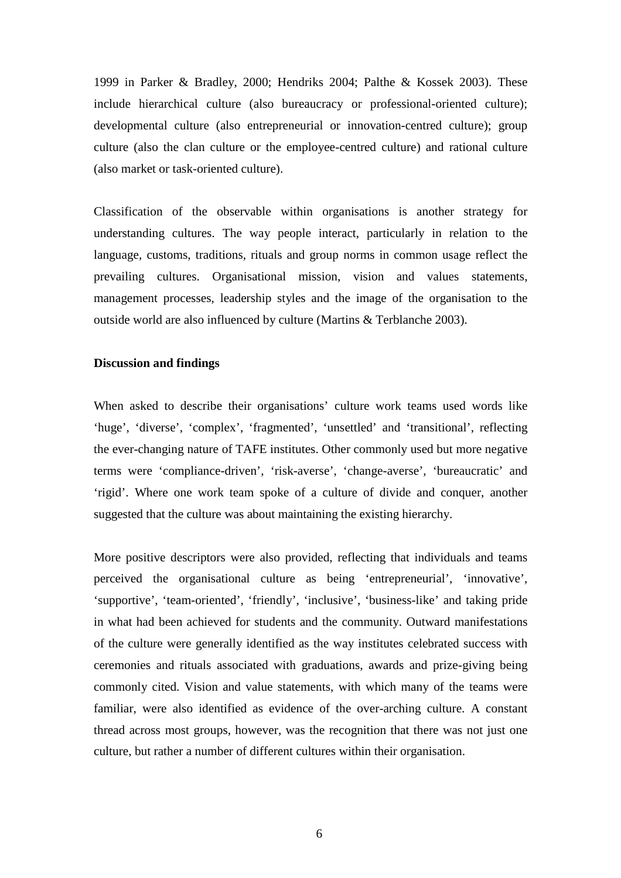1999 in Parker & Bradley, 2000; Hendriks 2004; Palthe & Kossek 2003). These include hierarchical culture (also bureaucracy or professional-oriented culture); developmental culture (also entrepreneurial or innovation-centred culture); group culture (also the clan culture or the employee-centred culture) and rational culture (also market or task-oriented culture).

Classification of the observable within organisations is another strategy for understanding cultures. The way people interact, particularly in relation to the language, customs, traditions, rituals and group norms in common usage reflect the prevailing cultures. Organisational mission, vision and values statements, management processes, leadership styles and the image of the organisation to the outside world are also influenced by culture (Martins & Terblanche 2003).

**Discussion and findings**

When asked to describe their organisations' culture work teams used words like 'huge', 'diverse', 'complex', 'fragmented', 'unsettled' and 'transitional', reflecting the ever-changing nature of TAFE institutes. Other commonly used but more negative terms were 'compliance-driven', 'risk-averse', 'change-averse', 'bureaucratic' and 'rigid'. Where one work team spoke of a culture of divide and conquer, another suggested that the culture was about maintaining the existing hierarchy.

More positive descriptors were also provided, reflecting that individuals and teams perceived the organisational culture as being 'entrepreneurial', 'innovative', 'supportive', 'team-oriented', 'friendly', 'inclusive', 'business-like' and taking pride in what had been achieved for students and the community. Outward manifestations of the culture were generally identified as the way institutes celebrated success with ceremonies and rituals associated with graduations, awards and prize-giving being commonly cited. Vision and value statements, with which many of the teams were familiar, were also identified as evidence of the over-arching culture. A constant thread across most groups, however, was the recognition that there was not just one culture, but rather a number of different cultures within their organisation.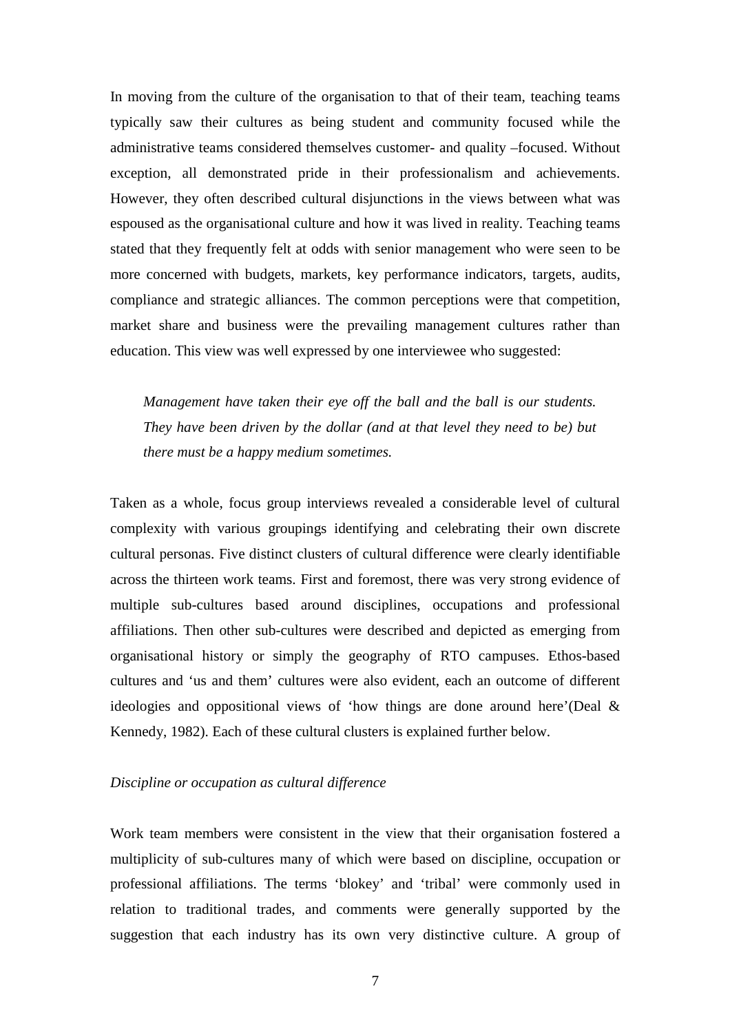In moving from the culture of the organisation to that of their team, teaching teams typically saw their cultures as being student and community focused while the administrative teams considered themselves customer- and quality –focused. Without exception, all demonstrated pride in their professionalism and achievements. However, they often described cultural disjunctions in the views between what was espoused as the organisational culture and how it was lived in reality. Teaching teams stated that they frequently felt at odds with senior management who were seen to be more concerned with budgets, markets, key performance indicators, targets, audits, compliance and strategic alliances. The common perceptions were that competition, market share and business were the prevailing management cultures rather than education. This view was well expressed by one interviewee who suggested:

> *Management have taken their eye off the ball and the ball is our students. They have been driven by the dollar (and at that level they need to be) but there must be a happy medium sometimes.*

Taken as a whole, focus group interviews revealed a considerable level of cultural complexity with various groupings identifying and celebrating their own discrete cultural personas. Five distinct clusters of cultural difference were clearly identifiable across the thirteen work teams. First and foremost, there was very strong evidence of multiple sub-cultures based around disciplines, occupations and professional affiliations. Then other sub-cultures were described and depicted as emerging from organisational history or simply the geography of RTO campuses. Ethos-based cultures and 'us and them' cultures were also evident, each an outcome of different ideologies and oppositional views of 'how things are done around here'(Deal & Kennedy, 1982). Each of these cultural clusters is explained further below.

*Discipline or occupation as cultural difference*

Work team members were consistent in the view that their organisation fostered a multiplicity of sub-cultures many of which were based on discipline, occupation or professional affiliations. The terms 'blokey' and 'tribal' were commonly used in relation to traditional trades, and comments were generally supported by the suggestion that each industry has its own very distinctive culture. A group of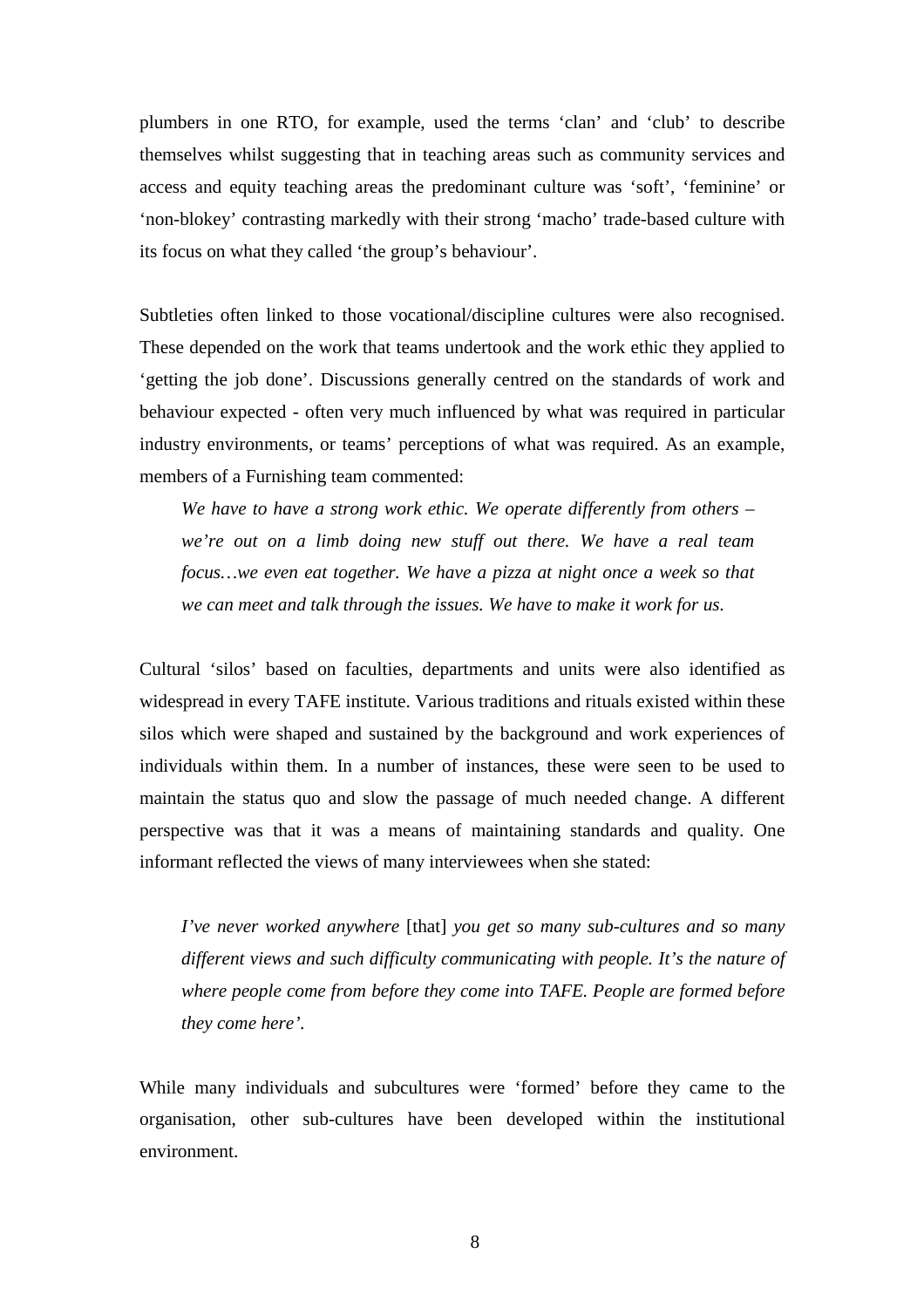plumbers in one RTO, for example, used the terms 'clan' and 'club' to describe themselves whilst suggesting that in teaching areas such as community services and access and equity teaching areas the predominant culture was 'soft', 'feminine' or 'non-blokey' contrasting markedly with their strong 'macho' trade-based culture with its focus on what they called 'the group's behaviour'.

Subtleties often linked to those vocational/discipline cultures were also recognised. These depended on the work that teams undertook and the work ethic they applied to 'getting the job done'. Discussions generally centred on the standards of work and behaviour expected - often very much influenced by what was required in particular industry environments, or teams' perceptions of what was required. As an example, members of a Furnishing team commented:

> *We have to have a strong work ethic. We operate differently from others – we're out on a limb doing new stuff out there. We have a real team focus…we even eat together. We have a pizza at night once a week so that we can meet and talk through the issues. We have to make it work for us.*

Cultural 'silos' based on faculties, departments and units were also identified as widespread in every TAFE institute. Various traditions and rituals existed within these silos which were shaped and sustained by the background and work experiences of individuals within them. In a number of instances, these were seen to be used to maintain the status quo and slow the passage of much needed change. A different perspective was that it was a means of maintaining standards and quality. One informant reflected the views of many interviewees when she stated:

> *I've never worked anywhere* [that] *you get so many sub-cultures and so many different views and such difficulty communicating with people. It's the nature of where people come from before they come into TAFE. People are formed before they come here'.*

While many individuals and subcultures were 'formed' before they came to the organisation, other sub-cultures have been developed within the institutional environment.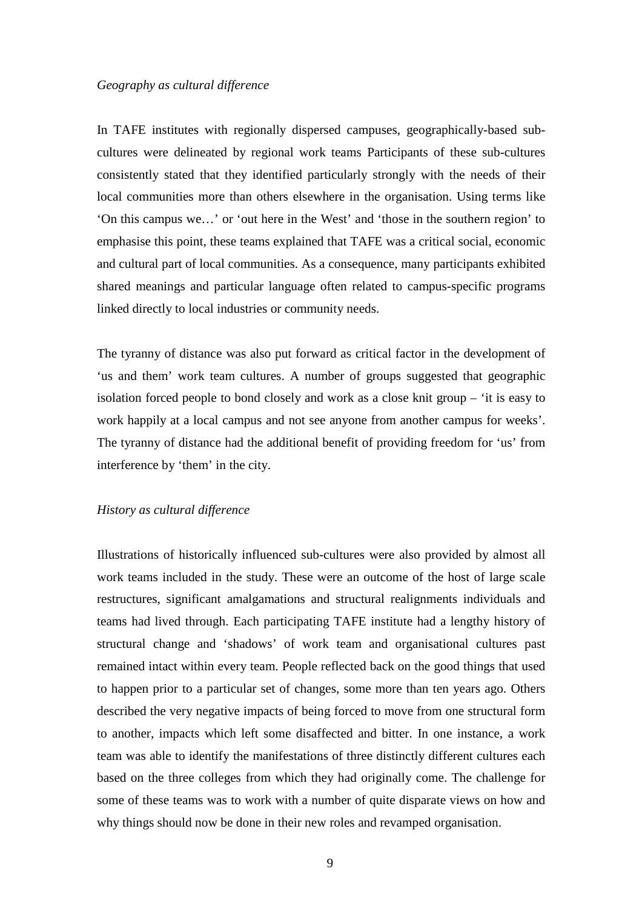*Geography as cultural difference*

In TAFE institutes with regionally dispersed campuses, geographically-based sub-cultures were delineated by regional work teams Participants of these sub-cultures consistently stated that they identified particularly strongly with the needs of their local communities more than others elsewhere in the organisation. Using terms like 'On this campus we…' or 'out here in the West' and 'those in the southern region' to emphasise this point, these teams explained that TAFE was a critical social, economic and cultural part of local communities. As a consequence, many participants exhibited shared meanings and particular language often related to campus-specific programs linked directly to local industries or community needs.

The tyranny of distance was also put forward as critical factor in the development of 'us and them' work team cultures. A number of groups suggested that geographic isolation forced people to bond closely and work as a close knit group – 'it is easy to work happily at a local campus and not see anyone from another campus for weeks'. The tyranny of distance had the additional benefit of providing freedom for 'us' from interference by 'them' in the city.

*History as cultural difference*

Illustrations of historically influenced sub-cultures were also provided by almost all work teams included in the study. These were an outcome of the host of large scale restructures, significant amalgamations and structural realignments individuals and teams had lived through. Each participating TAFE institute had a lengthy history of structural change and 'shadows' of work team and organisational cultures past remained intact within every team. People reflected back on the good things that used to happen prior to a particular set of changes, some more than ten years ago. Others described the very negative impacts of being forced to move from one structural form to another, impacts which left some disaffected and bitter. In one instance, a work team was able to identify the manifestations of three distinctly different cultures each based on the three colleges from which they had originally come. The challenge for some of these teams was to work with a number of quite disparate views on how and why things should now be done in their new roles and revamped organisation.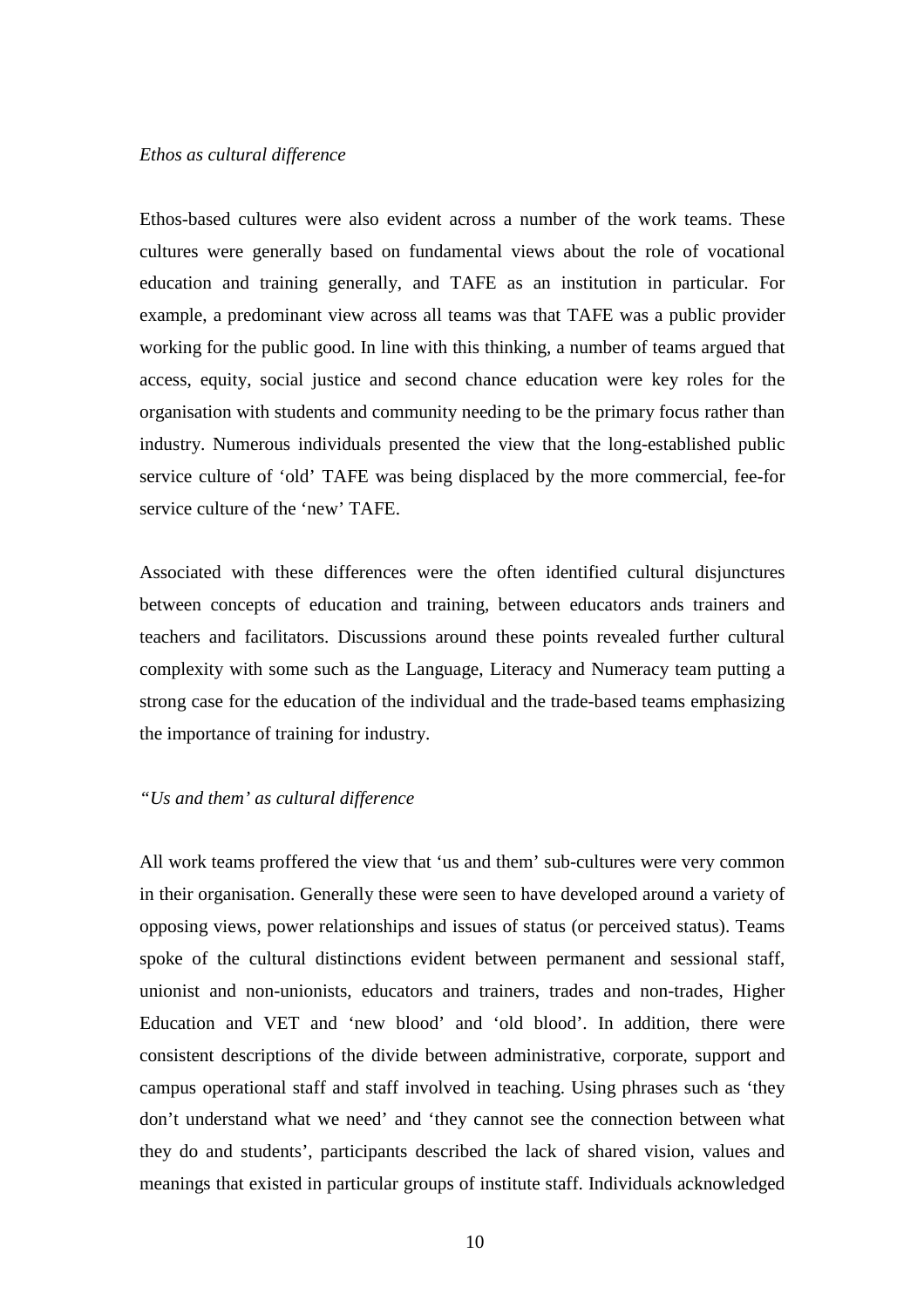*Ethos as cultural difference*

Ethos-based cultures were also evident across a number of the work teams. These cultures were generally based on fundamental views about the role of vocational education and training generally, and TAFE as an institution in particular. For example, a predominant view across all teams was that TAFE was a public provider working for the public good. In line with this thinking, a number of teams argued that access, equity, social justice and second chance education were key roles for the organisation with students and community needing to be the primary focus rather than industry. Numerous individuals presented the view that the long-established public service culture of 'old' TAFE was being displaced by the more commercial, fee-for service culture of the 'new' TAFE.

Associated with these differences were the often identified cultural disjunctures between concepts of education and training, between educators ands trainers and teachers and facilitators. Discussions around these points revealed further cultural complexity with some such as the Language, Literacy and Numeracy team putting a strong case for the education of the individual and the trade-based teams emphasizing the importance of training for industry.

*"Us and them' as cultural difference*

All work teams proffered the view that 'us and them' sub-cultures were very common in their organisation. Generally these were seen to have developed around a variety of opposing views, power relationships and issues of status (or perceived status). Teams spoke of the cultural distinctions evident between permanent and sessional staff, unionist and non-unionists, educators and trainers, trades and non-trades, Higher Education and VET and 'new blood' and 'old blood'. In addition, there were consistent descriptions of the divide between administrative, corporate, support and campus operational staff and staff involved in teaching. Using phrases such as 'they don't understand what we need' and 'they cannot see the connection between what they do and students', participants described the lack of shared vision, values and meanings that existed in particular groups of institute staff. Individuals acknowledged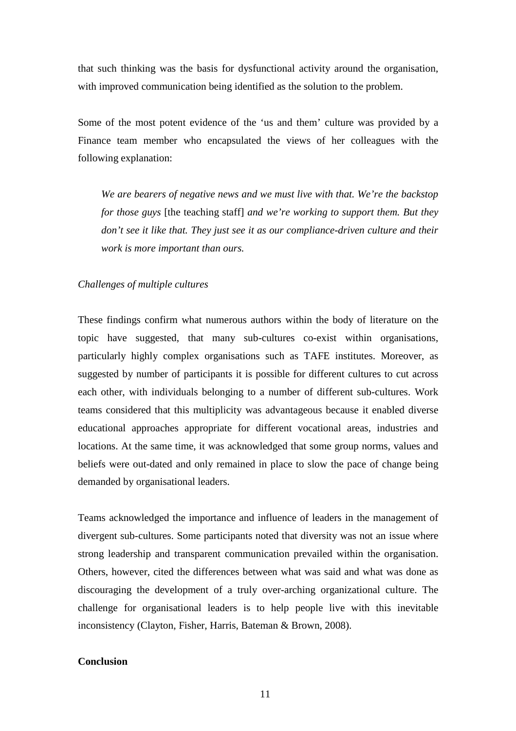that such thinking was the basis for dysfunctional activity around the organisation, with improved communication being identified as the solution to the problem.

Some of the most potent evidence of the 'us and them' culture was provided by a Finance team member who encapsulated the views of her colleagues with the following explanation:

> *We are bearers of negative news and we must live with that. We're the backstop for those guys* [the teaching staff] *and we're working to support them. But they don't see it like that. They just see it as our compliance-driven culture and their work is more important than ours.*

*Challenges of multiple cultures*

These findings confirm what numerous authors within the body of literature on the topic have suggested, that many sub-cultures co-exist within organisations, particularly highly complex organisations such as TAFE institutes. Moreover, as suggested by number of participants it is possible for different cultures to cut across each other, with individuals belonging to a number of different sub-cultures. Work teams considered that this multiplicity was advantageous because it enabled diverse educational approaches appropriate for different vocational areas, industries and locations. At the same time, it was acknowledged that some group norms, values and beliefs were out-dated and only remained in place to slow the pace of change being demanded by organisational leaders.

Teams acknowledged the importance and influence of leaders in the management of divergent sub-cultures. Some participants noted that diversity was not an issue where strong leadership and transparent communication prevailed within the organisation. Others, however, cited the differences between what was said and what was done as discouraging the development of a truly over-arching organizational culture. The challenge for organisational leaders is to help people live with this inevitable inconsistency (Clayton, Fisher, Harris, Bateman & Brown, 2008).

**Conclusion**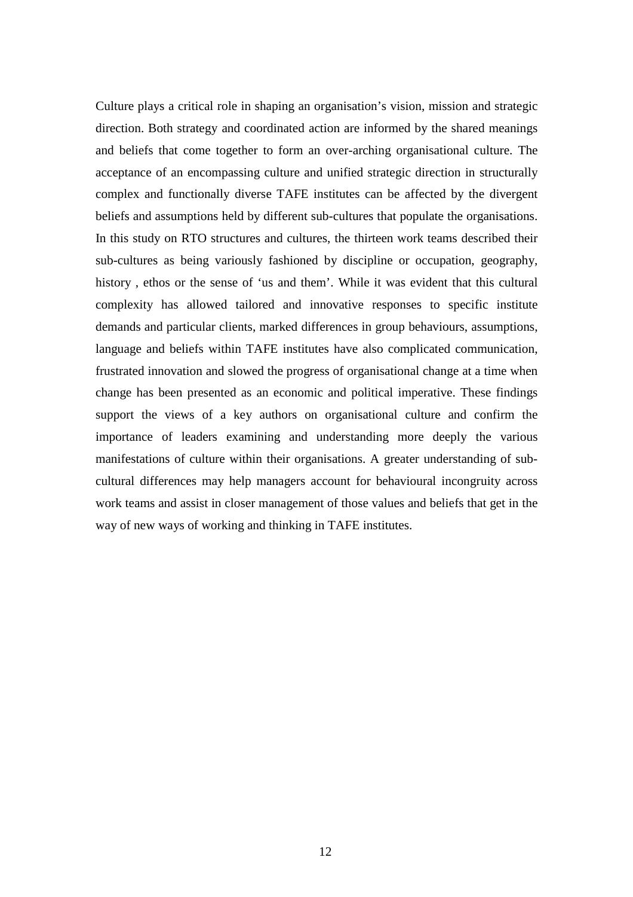Culture plays a critical role in shaping an organisation's vision, mission and strategic direction. Both strategy and coordinated action are informed by the shared meanings and beliefs that come together to form an over-arching organisational culture. The acceptance of an encompassing culture and unified strategic direction in structurally complex and functionally diverse TAFE institutes can be affected by the divergent beliefs and assumptions held by different sub-cultures that populate the organisations. In this study on RTO structures and cultures, the thirteen work teams described their sub-cultures as being variously fashioned by discipline or occupation, geography, history , ethos or the sense of 'us and them'. While it was evident that this cultural complexity has allowed tailored and innovative responses to specific institute demands and particular clients, marked differences in group behaviours, assumptions, language and beliefs within TAFE institutes have also complicated communication, frustrated innovation and slowed the progress of organisational change at a time when change has been presented as an economic and political imperative. These findings support the views of a key authors on organisational culture and confirm the importance of leaders examining and understanding more deeply the various manifestations of culture within their organisations. A greater understanding of sub-cultural differences may help managers account for behavioural incongruity across work teams and assist in closer management of those values and beliefs that get in the way of new ways of working and thinking in TAFE institutes.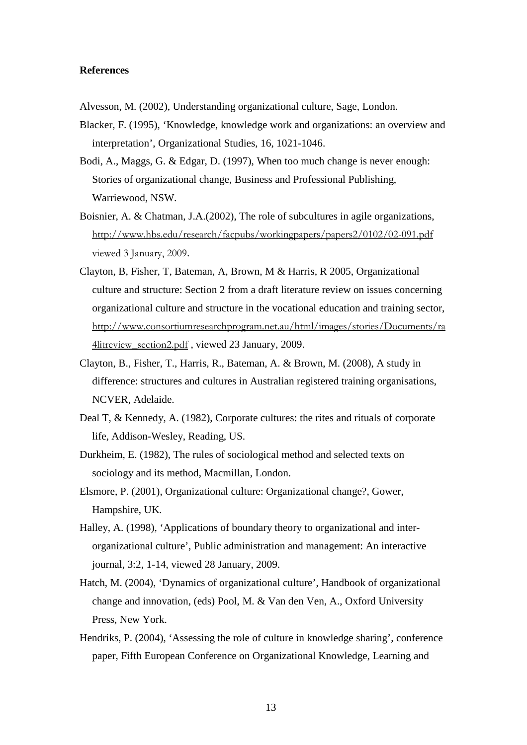**References**

Alvesson, M. (2002), Understanding organizational culture, Sage, London.

Blacker, F. (1995), 'Knowledge, knowledge work and organizations: an overview and interpretation', Organizational Studies, 16, 1021-1046.

Bodi, A., Maggs, G. & Edgar, D. (1997), When too much change is never enough: Stories of organizational change, Business and Professional Publishing, Warriewood, NSW.

Boisnier, A. & Chatman, J.A.(2002), The role of subcultures in agile organizations, http://www.hbs.edu/research/facpubs/workingpapers/papers2/0102/02-091.pdf viewed 3 January, 2009.

Clayton, B, Fisher, T, Bateman, A, Brown, M & Harris, R 2005, Organizational culture and structure: Section 2 from a draft literature review on issues concerning organizational culture and structure in the vocational education and training sector, http://www.consortiumresearchprogram.net.au/html/images/stories/Documents/ra4litreview_section2.pdf , viewed 23 January, 2009.

Clayton, B., Fisher, T., Harris, R., Bateman, A. & Brown, M. (2008), A study in difference: structures and cultures in Australian registered training organisations, NCVER, Adelaide.

Deal T, & Kennedy, A. (1982), Corporate cultures: the rites and rituals of corporate life, Addison-Wesley, Reading, US.

Durkheim, E. (1982), The rules of sociological method and selected texts on sociology and its method, Macmillan, London.

Elsmore, P. (2001), Organizational culture: Organizational change?, Gower, Hampshire, UK.

Halley, A. (1998), 'Applications of boundary theory to organizational and inter-organizational culture', Public administration and management: An interactive journal, 3:2, 1-14, viewed 28 January, 2009.

Hatch, M. (2004), 'Dynamics of organizational culture', Handbook of organizational change and innovation, (eds) Pool, M. & Van den Ven, A., Oxford University Press, New York.

Hendriks, P. (2004), 'Assessing the role of culture in knowledge sharing', conference paper, Fifth European Conference on Organizational Knowledge, Learning and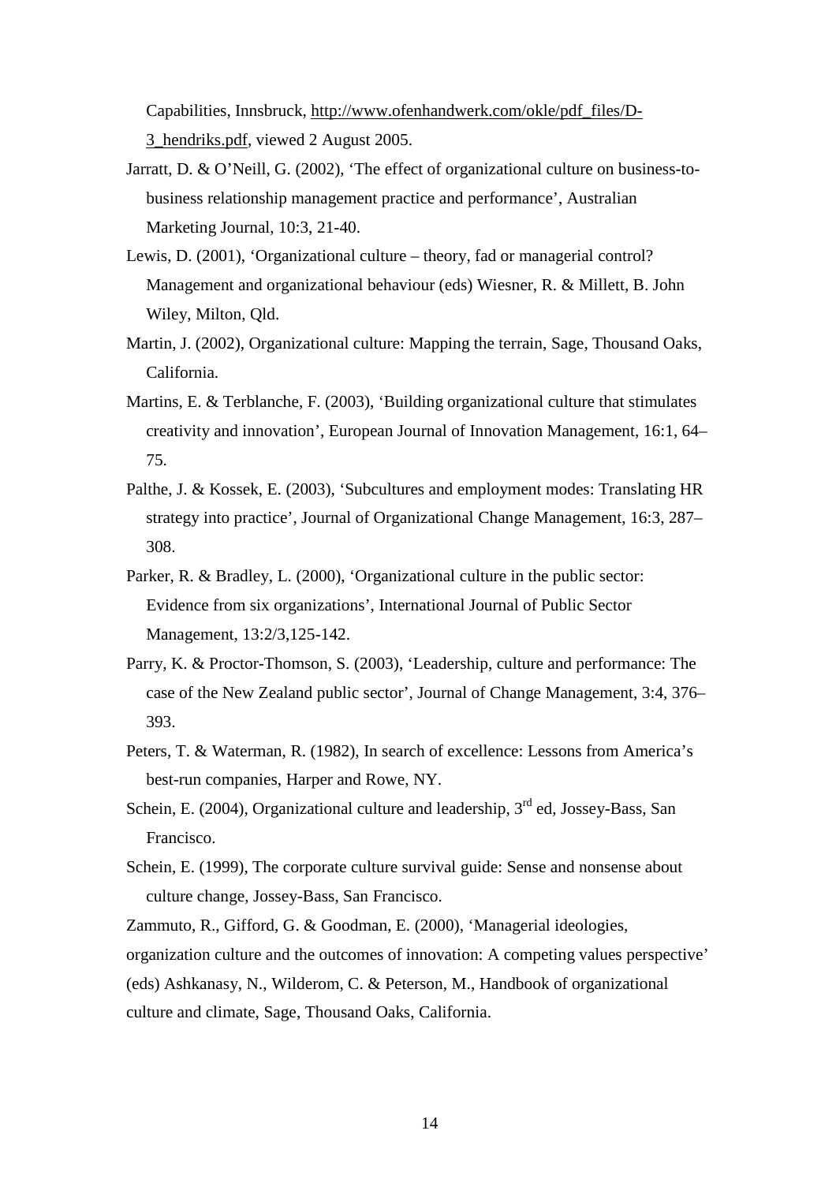Capabilities, Innsbruck, http://www.ofenhandwerk.com/okle/pdf_files/D-3_hendriks.pdf, viewed 2 August 2005.

Jarratt, D. & O'Neill, G. (2002), 'The effect of organizational culture on business-to-business relationship management practice and performance', Australian Marketing Journal, 10:3, 21-40.

Lewis, D. (2001), 'Organizational culture – theory, fad or managerial control? Management and organizational behaviour (eds) Wiesner, R. & Millett, B. John Wiley, Milton, Qld.

Martin, J. (2002), Organizational culture: Mapping the terrain, Sage, Thousand Oaks, California.

Martins, E. & Terblanche, F. (2003), 'Building organizational culture that stimulates creativity and innovation', European Journal of Innovation Management, 16:1, 64–75.

Palthe, J. & Kossek, E. (2003), 'Subcultures and employment modes: Translating HR strategy into practice', Journal of Organizational Change Management, 16:3, 287–308.

Parker, R. & Bradley, L. (2000), 'Organizational culture in the public sector: Evidence from six organizations', International Journal of Public Sector Management, 13:2/3,125-142.

Parry, K. & Proctor-Thomson, S. (2003), 'Leadership, culture and performance: The case of the New Zealand public sector', Journal of Change Management, 3:4, 376–393.

Peters, T. & Waterman, R. (1982), In search of excellence: Lessons from America's best-run companies, Harper and Rowe, NY.

Schein, E. (2004), Organizational culture and leadership, 3rd ed, Jossey-Bass, San Francisco.

Schein, E. (1999), The corporate culture survival guide: Sense and nonsense about culture change, Jossey-Bass, San Francisco.

Zammuto, R., Gifford, G. & Goodman, E. (2000), 'Managerial ideologies, organization culture and the outcomes of innovation: A competing values perspective' (eds) Ashkanasy, N., Wilderom, C. & Peterson, M., Handbook of organizational culture and climate, Sage, Thousand Oaks, California.